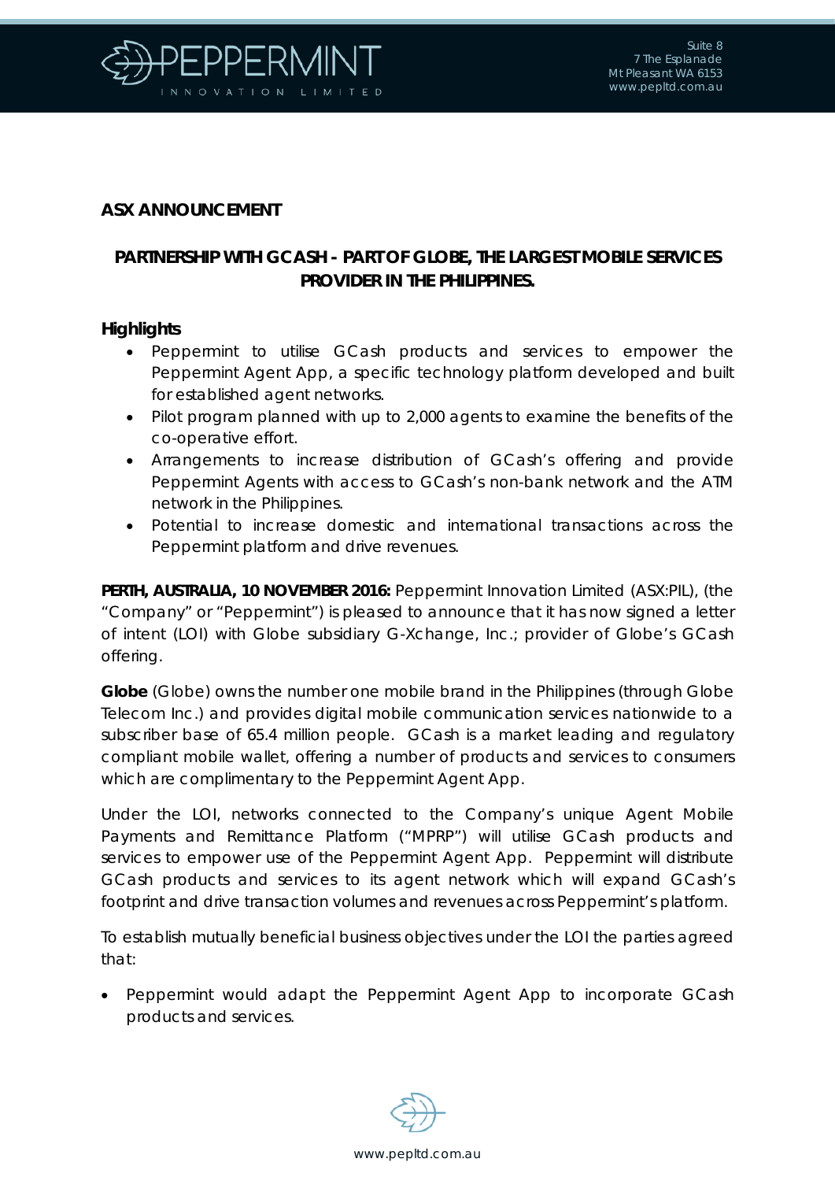**ASX ANNOUNCEMENT**

# PARTNERSHIP WITH GCASH - PART OF GLOBE, THE LARGEST MOBILE SERVICES PROVIDER IN THE PHILIPPINES.

## Highlights

- Peppermint to utilise GCash products and services to empower the Peppermint Agent App, a specific technology platform developed and built for established agent networks.
- Pilot program planned with up to 2,000 agents to examine the benefits of the co-operative effort.
- Arrangements to increase distribution of GCash's offering and provide Peppermint Agents with access to GCash's non-bank network and the ATM network in the Philippines.
- Potential to increase domestic and international transactions across the Peppermint platform and drive revenues.

**PERTH, AUSTRALIA, 10 NOVEMBER 2016:** Peppermint Innovation Limited (ASX:PIL), (the "Company" or "Peppermint") is pleased to announce that it has now signed a letter of intent (LOI) with Globe subsidiary G-Xchange, Inc.; provider of Globe's GCash offering.

**Globe** (Globe) owns the number one mobile brand in the Philippines (through Globe Telecom Inc.) and provides digital mobile communication services nationwide to a subscriber base of 65.4 million people. GCash is a market leading and regulatory compliant mobile wallet, offering a number of products and services to consumers which are complimentary to the Peppermint Agent App.

Under the LOI, networks connected to the Company's unique Agent Mobile Payments and Remittance Platform ("MPRP") will utilise GCash products and services to empower use of the Peppermint Agent App. Peppermint will distribute GCash products and services to its agent network which will expand GCash's footprint and drive transaction volumes and revenues across Peppermint's platform.

To establish mutually beneficial business objectives under the LOI the parties agreed that:

- Peppermint would adapt the Peppermint Agent App to incorporate GCash products and services.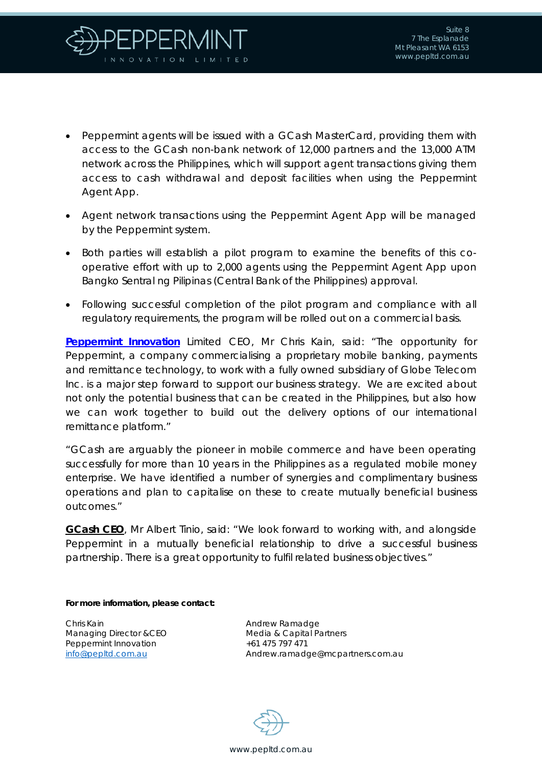- Peppermint agents will be issued with a GCash MasterCard, providing them with access to the GCash non-bank network of 12,000 partners and the 13,000 ATM network across the Philippines, which will support agent transactions giving them access to cash withdrawal and deposit facilities when using the Peppermint Agent App.
- Agent network transactions using the Peppermint Agent App will be managed by the Peppermint system.
- Both parties will establish a pilot program to examine the benefits of this co-operative effort with up to 2,000 agents using the Peppermint Agent App upon Bangko Sentral ng Pilipinas (Central Bank of the Philippines) approval.
- Following successful completion of the pilot program and compliance with all regulatory requirements, the program will be rolled out on a commercial basis.

**Peppermint Innovation** Limited CEO, Mr Chris Kain, said: "The opportunity for Peppermint, a company commercialising a proprietary mobile banking, payments and remittance technology, to work with a fully owned subsidiary of Globe Telecom Inc. is a major step forward to support our business strategy. We are excited about not only the potential business that can be created in the Philippines, but also how we can work together to build out the delivery options of our international remittance platform."

"GCash are arguably the pioneer in mobile commerce and have been operating successfully for more than 10 years in the Philippines as a regulated mobile money enterprise. We have identified a number of synergies and complimentary business operations and plan to capitalise on these to create mutually beneficial business outcomes."

**GCash CEO**, Mr Albert Tinio, said: "We look forward to working with, and alongside Peppermint in a mutually beneficial relationship to drive a successful business partnership. There is a great opportunity to fulfil related business objectives."

**For more information, please contact:**

Chris Kain
Managing Director &CEO
Peppermint Innovation
info@pepltd.com.au

Andrew Ramadge
Media & Capital Partners
+61 475 797 471
Andrew.ramadge@mcpartners.com.au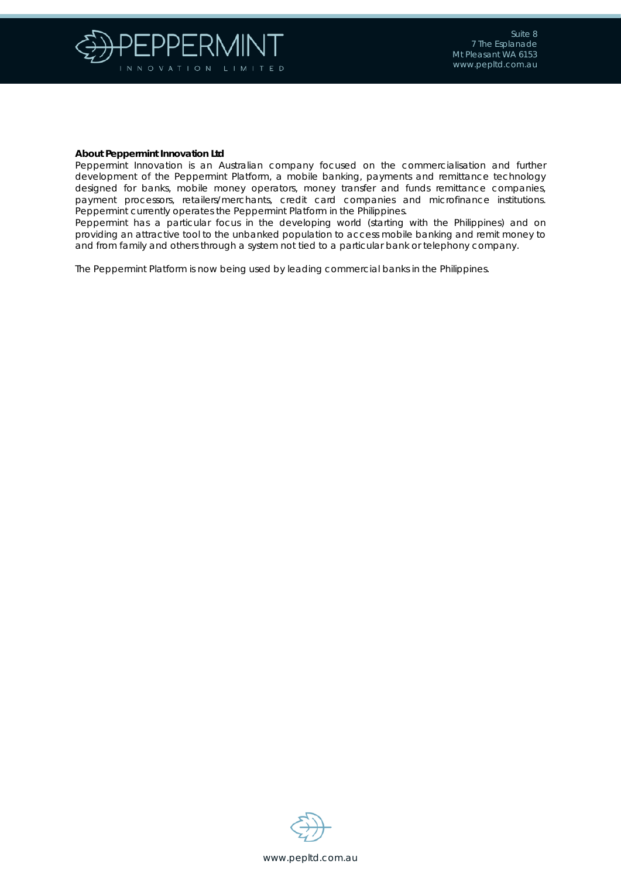**About Peppermint Innovation Ltd**

Peppermint Innovation is an Australian company focused on the commercialisation and further development of the Peppermint Platform, a mobile banking, payments and remittance technology designed for banks, mobile money operators, money transfer and funds remittance companies, payment processors, retailers/merchants, credit card companies and microfinance institutions. Peppermint currently operates the Peppermint Platform in the Philippines.

Peppermint has a particular focus in the developing world (starting with the Philippines) and on providing an attractive tool to the unbanked population to access mobile banking and remit money to and from family and others through a system not tied to a particular bank or telephony company.

The Peppermint Platform is now being used by leading commercial banks in the Philippines.